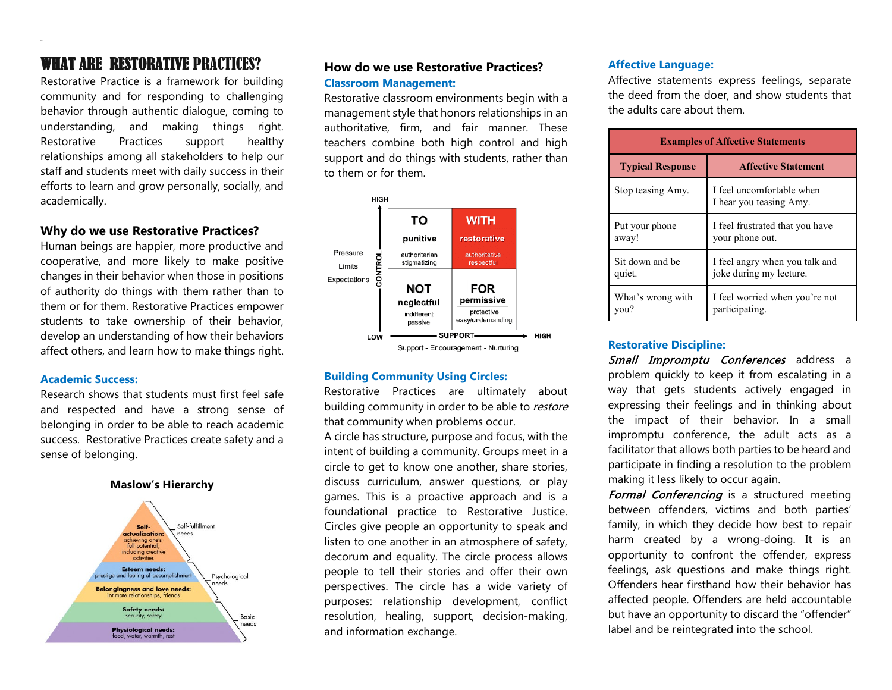# WHAT ARE RESTORATIVE PRACTICES?

Restorative Practice is a framework for building community and for responding to challenging behavior through authentic dialogue, coming to understanding, and making things right. Restorative Practices support healthy relationships among all stakeholders to help our staff and students meet with daily success in their efforts to learn and grow personally, socially, and academically.

### Why do we use Restorative Practices?

Human beings are happier, more productive and cooperative, and more likely to make positive changes in their behavior when those in positions of authority do things with them rather than to them or for them. Restorative Practices empower students to take ownership of their behavior, develop an understanding of how their behaviors affect others, and learn how to make things right.

#### Academic Success:

Research shows that students must first feel safe and respected and have a strong sense of belonging in order to be able to reach academic success. Restorative Practices create safety and a sense of belonging.

**Maslow's Hierarchy**

- **Self-actualization:** achieving one's full potential, including creative activities — Self-fulfillment needs
- **Esteem needs:** prestige and feeling of accomplishment — Psychological needs
- **Belongingness and love needs:** intimate relationships, friends — Psychological needs
- **Safety needs:** security, safety — Basic needs
- **Physiological needs:** food, water, warmth, rest — Basic needs

### How do we use Restorative Practices?

#### Classroom Management:

Restorative classroom environments begin with a management style that honors relationships in an authoritative, firm, and fair manner. These teachers combine both high control and high support and do things with students, rather than to them or for them.

| CONTROL (Pressure, Limits, Expectations) | LOW SUPPORT | HIGH SUPPORT |
|---|---|---|
| HIGH | **TO** punitive (authoritarian, stigmatizing) | **WITH** restorative (authoritative, respectful) |
| LOW | **NOT** neglectful (indifferent, passive) | **FOR** permissive (protective, easy/undemanding) |

SUPPORT: Support - Encouragement - Nurturing

#### Building Community Using Circles:

Restorative Practices are ultimately about building community in order to be able to *restore* that community when problems occur.

A circle has structure, purpose and focus, with the intent of building a community. Groups meet in a circle to get to know one another, share stories, discuss curriculum, answer questions, or play games. This is a proactive approach and is a foundational practice to Restorative Justice. Circles give people an opportunity to speak and listen to one another in an atmosphere of safety, decorum and equality. The circle process allows people to tell their stories and offer their own perspectives. The circle has a wide variety of purposes: relationship development, conflict resolution, healing, support, decision-making, and information exchange.

#### Affective Language:

Affective statements express feelings, separate the deed from the doer, and show students that the adults care about them.

| Examples of Affective Statements | |
|---|---|
| **Typical Response** | **Affective Statement** |
| Stop teasing Amy. | I feel uncomfortable when I hear you teasing Amy. |
| Put your phone away! | I feel frustrated that you have your phone out. |
| Sit down and be quiet. | I feel angry when you talk and joke during my lecture. |
| What's wrong with you? | I feel worried when you're not participating. |

#### Restorative Discipline:

*Small Impromptu Conferences* address a problem quickly to keep it from escalating in a way that gets students actively engaged in expressing their feelings and in thinking about the impact of their behavior. In a small impromptu conference, the adult acts as a facilitator that allows both parties to be heard and participate in finding a resolution to the problem making it less likely to occur again.

*Formal Conferencing* is a structured meeting between offenders, victims and both parties' family, in which they decide how best to repair harm created by a wrong-doing. It is an opportunity to confront the offender, express feelings, ask questions and make things right. Offenders hear firsthand how their behavior has affected people. Offenders are held accountable but have an opportunity to discard the "offender" label and be reintegrated into the school.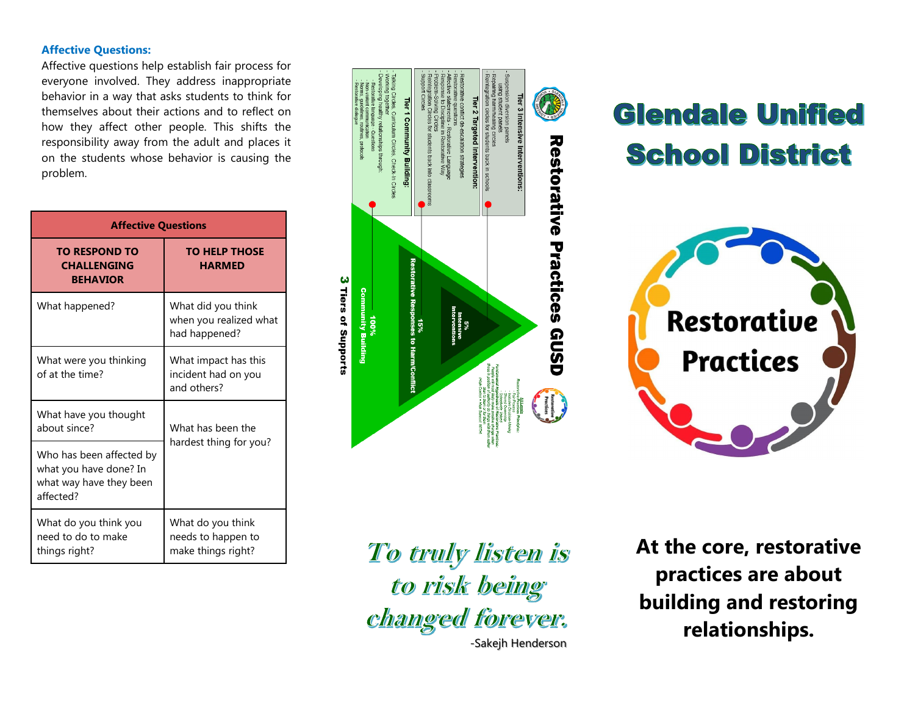### Affective Questions:

Affective questions help establish fair process for everyone involved. They address inappropriate behavior in a way that asks students to think for themselves about their actions and to reflect on how they affect other people. This shifts the responsibility away from the adult and places it on the students whose behavior is causing the problem.

| Affective Questions | |
|---|---|
| **TO RESPOND TO CHALLENGING BEHAVIOR** | **TO HELP THOSE HARMED** |
| What happened? | What did you think when you realized what had happened? |
| What were you thinking of at the time? | What impact has this incident had on you and others? |
| What have you thought about since? | What has been the hardest thing for you? |
| Who has been affected by what you have done? In what way have they been affected? | |
| What do you think you need to do to make things right? | What do you think needs to happen to make things right? |

Restorative Practices GUSD

Tier 3 Intensive Interventions:
- Suspension diversion panels using student panels
- Repairing harm/healing circles
- Reintegration circles for students back in schools

Tier 2 Targeted Intervention:
- Restorative conflict de-escalation strategies
- Restorative questions
- Affective statements - Restorative Language
- Response to Discipline in Restorative Way
- Problem-Solving Circles
- Reintegration Circles for students back into classrooms
- Support Circles

Tier 1 Community Building:
- Talking Circles, Curriculum Circles, Check-in Circles
- Working together
- Developing healthy relationships through:
  - Restorative language - Questions
  - Non-violent communication
  - Norms, guidelines, routines, protocols
  - Restorative dialogue

5% Intensive Interventions

15% Restorative Responses to Harm/Conflict

100% Community Building

3 Tiers of Supports

*To truly listen is to risk being changed forever.*

-Sakejh Henderson

# Glendale Unified School District

Restorative Practices

**At the core, restorative practices are about building and restoring relationships.**